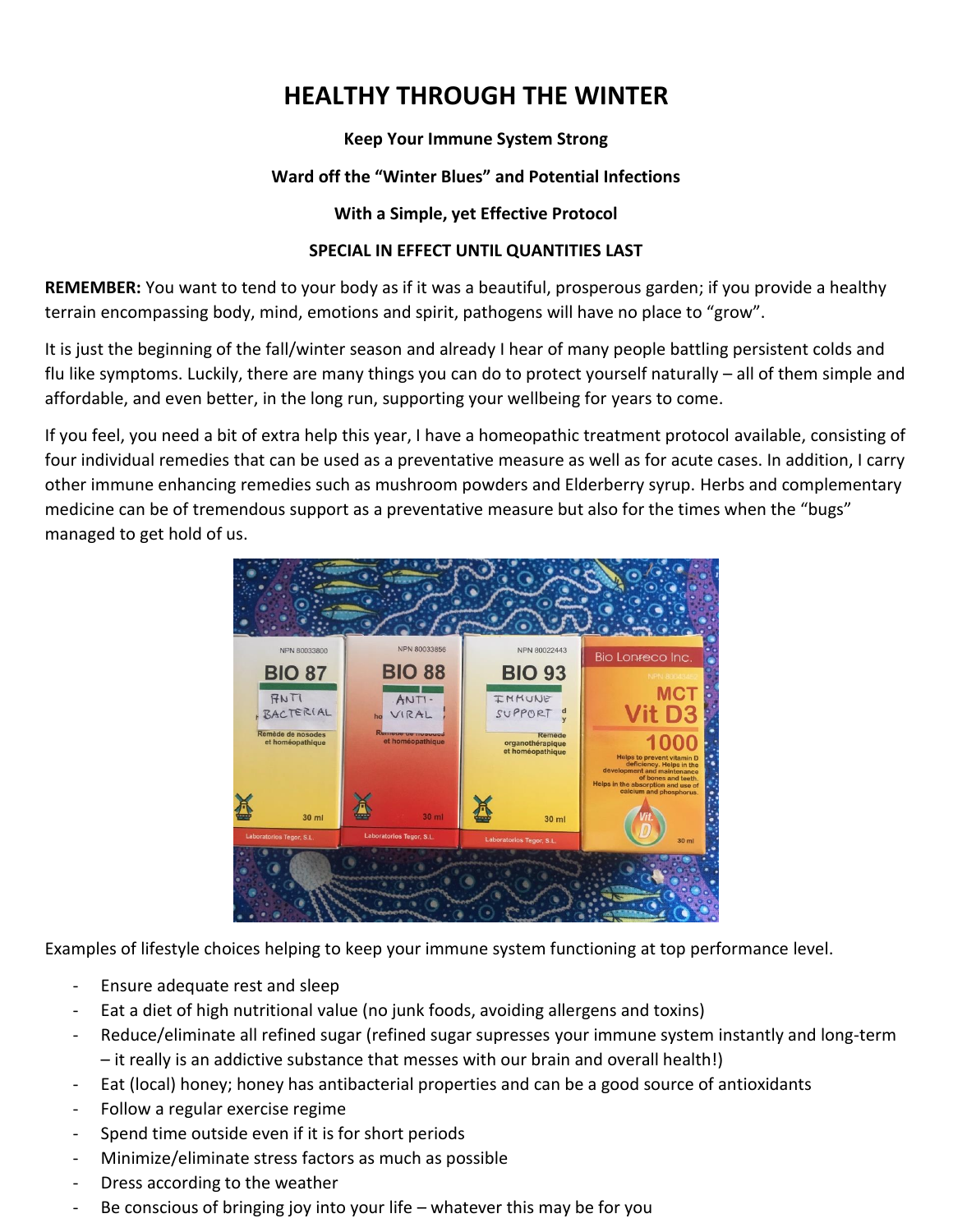# HEALTHY THROUGH THE WINTER

**Keep Your Immune System Strong**

**Ward off the "Winter Blues" and Potential Infections**

**With a Simple, yet Effective Protocol**

**SPECIAL IN EFFECT UNTIL QUANTITIES LAST**

**REMEMBER:** You want to tend to your body as if it was a beautiful, prosperous garden; if you provide a healthy terrain encompassing body, mind, emotions and spirit, pathogens will have no place to "grow".

It is just the beginning of the fall/winter season and already I hear of many people battling persistent colds and flu like symptoms. Luckily, there are many things you can do to protect yourself naturally – all of them simple and affordable, and even better, in the long run, supporting your wellbeing for years to come.

If you feel, you need a bit of extra help this year, I have a homeopathic treatment protocol available, consisting of four individual remedies that can be used as a preventative measure as well as for acute cases. In addition, I carry other immune enhancing remedies such as mushroom powders and Elderberry syrup. Herbs and complementary medicine can be of tremendous support as a preventative measure but also for the times when the "bugs" managed to get hold of us.

Examples of lifestyle choices helping to keep your immune system functioning at top performance level.

- Ensure adequate rest and sleep
- Eat a diet of high nutritional value (no junk foods, avoiding allergens and toxins)
- Reduce/eliminate all refined sugar (refined sugar supresses your immune system instantly and long-term – it really is an addictive substance that messes with our brain and overall health!)
- Eat (local) honey; honey has antibacterial properties and can be a good source of antioxidants
- Follow a regular exercise regime
- Spend time outside even if it is for short periods
- Minimize/eliminate stress factors as much as possible
- Dress according to the weather
- Be conscious of bringing joy into your life – whatever this may be for you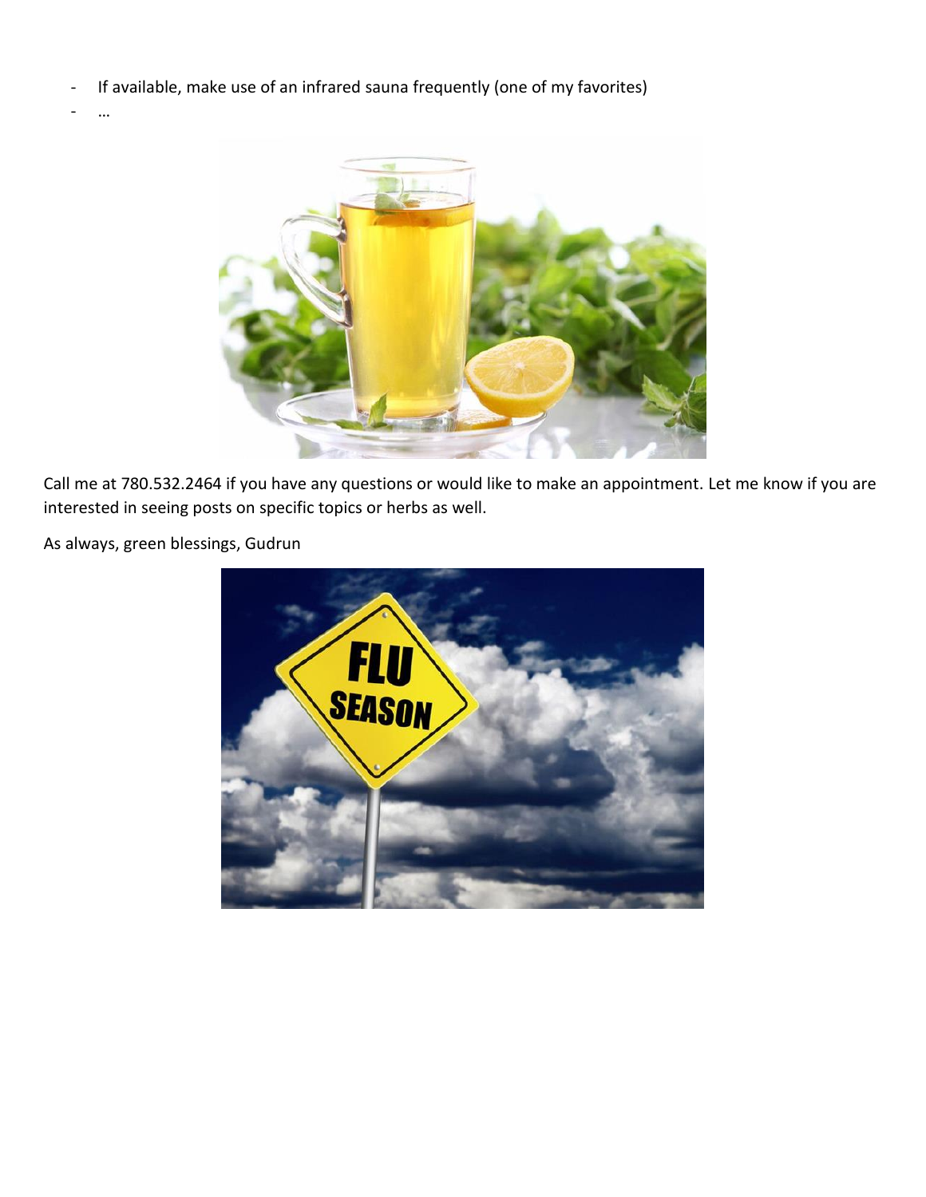- If available, make use of an infrared sauna frequently (one of my favorites)
- …

Call me at 780.532.2464 if you have any questions or would like to make an appointment. Let me know if you are interested in seeing posts on specific topics or herbs as well.

As always, green blessings, Gudrun